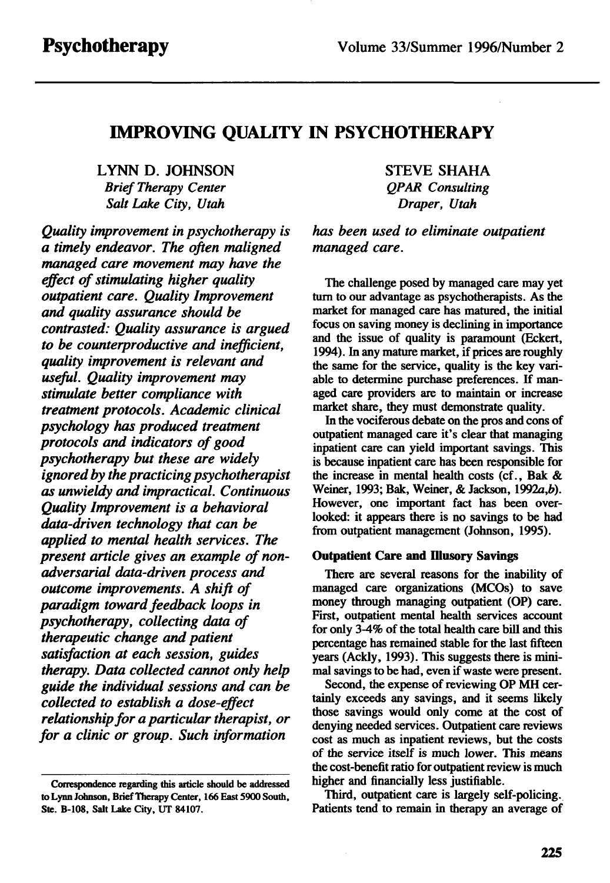# IMPROVING QUALITY IN PSYCHOTHERAPY

LYNN D. JOHNSON
*Brief Therapy Center*
*Salt Lake City, Utah*

STEVE SHAHA
*QPAR Consulting*
*Draper, Utah*

*Quality improvement in psychotherapy is a timely endeavor. The often maligned managed care movement may have the effect of stimulating higher quality outpatient care. Quality Improvement and quality assurance should be contrasted: Quality assurance is argued to be counterproductive and inefficient, quality improvement is relevant and useful. Quality improvement may stimulate better compliance with treatment protocols. Academic clinical psychology has produced treatment protocols and indicators of good psychotherapy but these are widely ignored by the practicing psychotherapist as unwieldy and impractical. Continuous Quality Improvement is a behavioral data-driven technology that can be applied to mental health services. The present article gives an example of non-adversarial data-driven process and outcome improvements. A shift of paradigm toward feedback loops in psychotherapy, collecting data of therapeutic change and patient satisfaction at each session, guides therapy. Data collected cannot only help guide the individual sessions and can be collected to establish a dose-effect relationship for a particular therapist, or for a clinic or group. Such information has been used to eliminate outpatient managed care.*

Correspondence regarding this article should be addressed to Lynn Johnson, Brief Therapy Center, 166 East 5900 South, Ste. B-108, Salt Lake City, UT 84107.

The challenge posed by managed care may yet turn to our advantage as psychotherapists. As the market for managed care has matured, the initial focus on saving money is declining in importance and the issue of quality is paramount (Eckert, 1994). In any mature market, if prices are roughly the same for the service, quality is the key variable to determine purchase preferences. If managed care providers are to maintain or increase market share, they must demonstrate quality.

In the vociferous debate on the pros and cons of outpatient managed care it's clear that managing inpatient care can yield important savings. This is because inpatient care has been responsible for the increase in mental health costs (cf., Bak & Weiner, 1993; Bak, Weiner, & Jackson, 1992*a*,*b*). However, one important fact has been overlooked: it appears there is no savings to be had from outpatient management (Johnson, 1995).

### Outpatient Care and Illusory Savings

There are several reasons for the inability of managed care organizations (MCOs) to save money through managing outpatient (OP) care. First, outpatient mental health services account for only 3-4% of the total health care bill and this percentage has remained stable for the last fifteen years (Ackly, 1993). This suggests there is minimal savings to be had, even if waste were present.

Second, the expense of reviewing OP MH certainly exceeds any savings, and it seems likely those savings would only come at the cost of denying needed services. Outpatient care reviews cost as much as inpatient reviews, but the costs of the service itself is much lower. This means the cost-benefit ratio for outpatient review is much higher and financially less justifiable.

Third, outpatient care is largely self-policing. Patients tend to remain in therapy an average of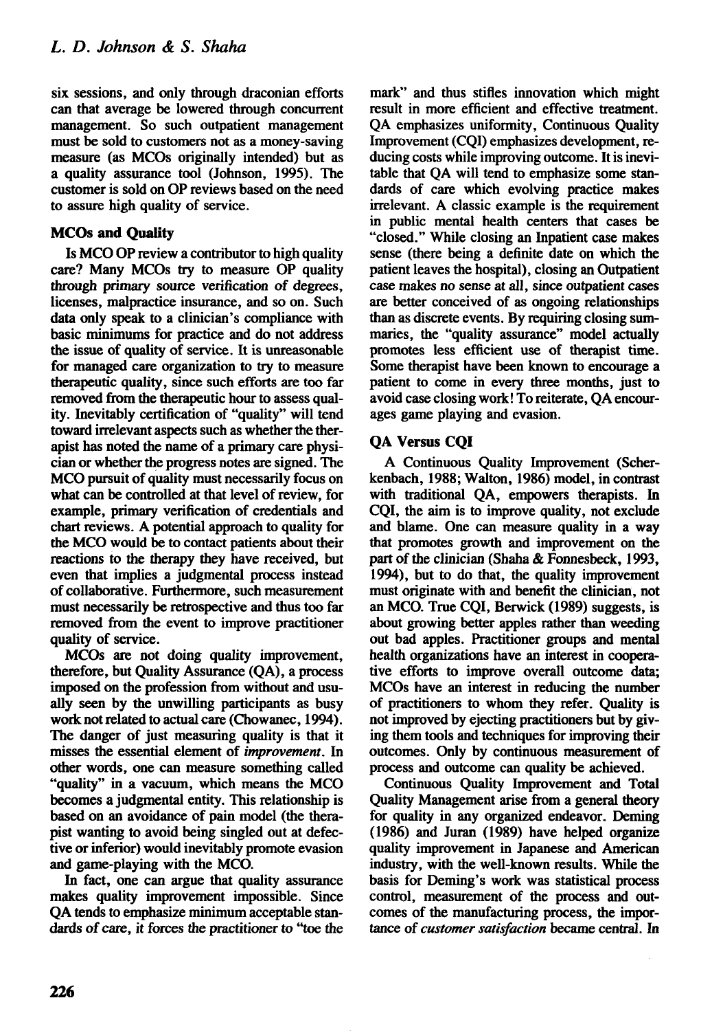six sessions, and only through draconian efforts can that average be lowered through concurrent management. So such outpatient management must be sold to customers not as a money-saving measure (as MCOs originally intended) but as a quality assurance tool (Johnson, 1995). The customer is sold on OP reviews based on the need to assure high quality of service.

### MCOs and Quality

Is MCO OP review a contributor to high quality care? Many MCOs try to measure OP quality through primary source verification of degrees, licenses, malpractice insurance, and so on. Such data only speak to a clinician's compliance with basic minimums for practice and do not address the issue of quality of service. It is unreasonable for managed care organization to try to measure therapeutic quality, since such efforts are too far removed from the therapeutic hour to assess quality. Inevitably certification of "quality" will tend toward irrelevant aspects such as whether the therapist has noted the name of a primary care physician or whether the progress notes are signed. The MCO pursuit of quality must necessarily focus on what can be controlled at that level of review, for example, primary verification of credentials and chart reviews. A potential approach to quality for the MCO would be to contact patients about their reactions to the therapy they have received, but even that implies a judgmental process instead of collaborative. Furthermore, such measurement must necessarily be retrospective and thus too far removed from the event to improve practitioner quality of service.

MCOs are not doing quality improvement, therefore, but Quality Assurance (QA), a process imposed on the profession from without and usually seen by the unwilling participants as busy work not related to actual care (Chowanec, 1994). The danger of just measuring quality is that it misses the essential element of *improvement*. In other words, one can measure something called "quality" in a vacuum, which means the MCO becomes a judgmental entity. This relationship is based on an avoidance of pain model (the therapist wanting to avoid being singled out at defective or inferior) would inevitably promote evasion and game-playing with the MCO.

In fact, one can argue that quality assurance makes quality improvement impossible. Since QA tends to emphasize minimum acceptable standards of care, it forces the practitioner to "toe the mark" and thus stifles innovation which might result in more efficient and effective treatment. QA emphasizes uniformity, Continuous Quality Improvement (CQI) emphasizes development, reducing costs while improving outcome. It is inevitable that QA will tend to emphasize some standards of care which evolving practice makes irrelevant. A classic example is the requirement in public mental health centers that cases be "closed." While closing an Inpatient case makes sense (there being a definite date on which the patient leaves the hospital), closing an Outpatient case makes no sense at all, since outpatient cases are better conceived of as ongoing relationships than as discrete events. By requiring closing summaries, the "quality assurance" model actually promotes less efficient use of therapist time. Some therapist have been known to encourage a patient to come in every three months, just to avoid case closing work! To reiterate, QA encourages game playing and evasion.

### QA Versus CQI

A Continuous Quality Improvement (Scherkenbach, 1988; Walton, 1986) model, in contrast with traditional QA, empowers therapists. In CQI, the aim is to improve quality, not exclude and blame. One can measure quality in a way that promotes growth and improvement on the part of the clinician (Shaha & Fonnesbeck, 1993, 1994), but to do that, the quality improvement must originate with and benefit the clinician, not an MCO. True CQI, Berwick (1989) suggests, is about growing better apples rather than weeding out bad apples. Practitioner groups and mental health organizations have an interest in cooperative efforts to improve overall outcome data; MCOs have an interest in reducing the number of practitioners to whom they refer. Quality is not improved by ejecting practitioners but by giving them tools and techniques for improving their outcomes. Only by continuous measurement of process and outcome can quality be achieved.

Continuous Quality Improvement and Total Quality Management arise from a general theory for quality in any organized endeavor. Deming (1986) and Juran (1989) have helped organize quality improvement in Japanese and American industry, with the well-known results. While the basis for Deming's work was statistical process control, measurement of the process and outcomes of the manufacturing process, the importance of *customer satisfaction* became central. In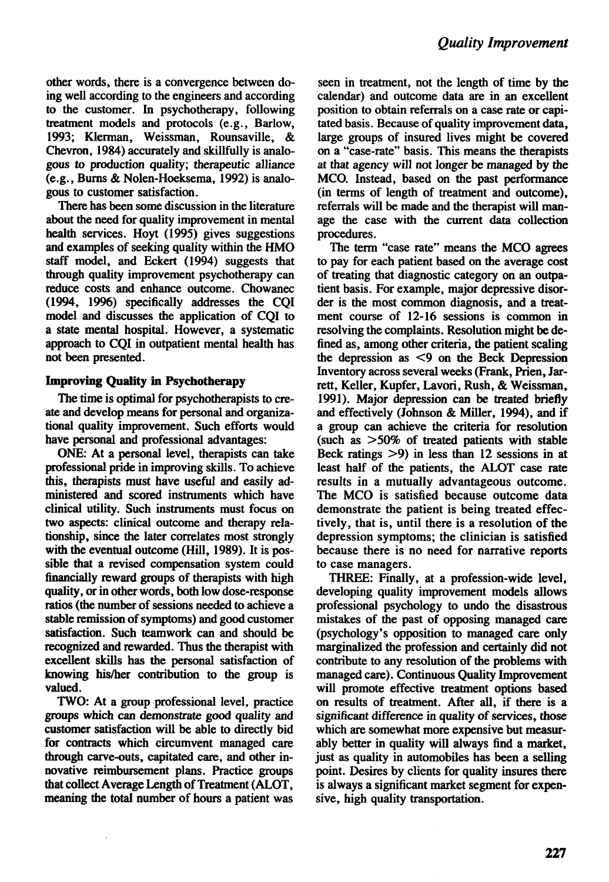other words, there is a convergence between doing well according to the engineers and according to the customer. In psychotherapy, following treatment models and protocols (e.g., Barlow, 1993; Klerman, Weissman, Rounsaville, & Chevron, 1984) accurately and skillfully is analogous to production quality; therapeutic alliance (e.g., Burns & Nolen-Hoeksema, 1992) is analogous to customer satisfaction.

There has been some discussion in the literature about the need for quality improvement in mental health services. Hoyt (1995) gives suggestions and examples of seeking quality within the HMO staff model, and Eckert (1994) suggests that through quality improvement psychotherapy can reduce costs and enhance outcome. Chowanec (1994, 1996) specifically addresses the CQI model and discusses the application of CQI to a state mental hospital. However, a systematic approach to CQI in outpatient mental health has not been presented.

### Improving Quality in Psychotherapy

The time is optimal for psychotherapists to create and develop means for personal and organizational quality improvement. Such efforts would have personal and professional advantages:

ONE: At a personal level, therapists can take professional pride in improving skills. To achieve this, therapists must have useful and easily administered and scored instruments which have clinical utility. Such instruments must focus on two aspects: clinical outcome and therapy relationship, since the later correlates most strongly with the eventual outcome (Hill, 1989). It is possible that a revised compensation system could financially reward groups of therapists with high quality, or in other words, both low dose-response ratios (the number of sessions needed to achieve a stable remission of symptoms) and good customer satisfaction. Such teamwork can and should be recognized and rewarded. Thus the therapist with excellent skills has the personal satisfaction of knowing his/her contribution to the group is valued.

TWO: At a group professional level, practice groups which can demonstrate good quality and customer satisfaction will be able to directly bid for contracts which circumvent managed care through carve-outs, capitated care, and other innovative reimbursement plans. Practice groups that collect Average Length of Treatment (ALOT, meaning the total number of hours a patient was seen in treatment, not the length of time by the calendar) and outcome data are in an excellent position to obtain referrals on a case rate or capitated basis. Because of quality improvement data, large groups of insured lives might be covered on a "case-rate" basis. This means the therapists at that agency will not longer be managed by the MCO. Instead, based on the past performance (in terms of length of treatment and outcome), referrals will be made and the therapist will manage the case with the current data collection procedures.

The term "case rate" means the MCO agrees to pay for each patient based on the average cost of treating that diagnostic category on an outpatient basis. For example, major depressive disorder is the most common diagnosis, and a treatment course of 12-16 sessions is common in resolving the complaints. Resolution might be defined as, among other criteria, the patient scaling the depression as <9 on the Beck Depression Inventory across several weeks (Frank, Prien, Jarrett, Keller, Kupfer, Lavori, Rush, & Weissman, 1991). Major depression can be treated briefly and effectively (Johnson & Miller, 1994), and if a group can achieve the criteria for resolution (such as >50% of treated patients with stable Beck ratings >9) in less than 12 sessions in at least half of the patients, the ALOT case rate results in a mutually advantageous outcome. The MCO is satisfied because outcome data demonstrate the patient is being treated effectively, that is, until there is a resolution of the depression symptoms; the clinician is satisfied because there is no need for narrative reports to case managers.

THREE: Finally, at a profession-wide level, developing quality improvement models allows professional psychology to undo the disastrous mistakes of the past of opposing managed care (psychology's opposition to managed care only marginalized the profession and certainly did not contribute to any resolution of the problems with managed care). Continuous Quality Improvement will promote effective treatment options based on results of treatment. After all, if there is a significant difference in quality of services, those which are somewhat more expensive but measurably better in quality will always find a market, just as quality in automobiles has been a selling point. Desires by clients for quality insures there is always a significant market segment for expensive, high quality transportation.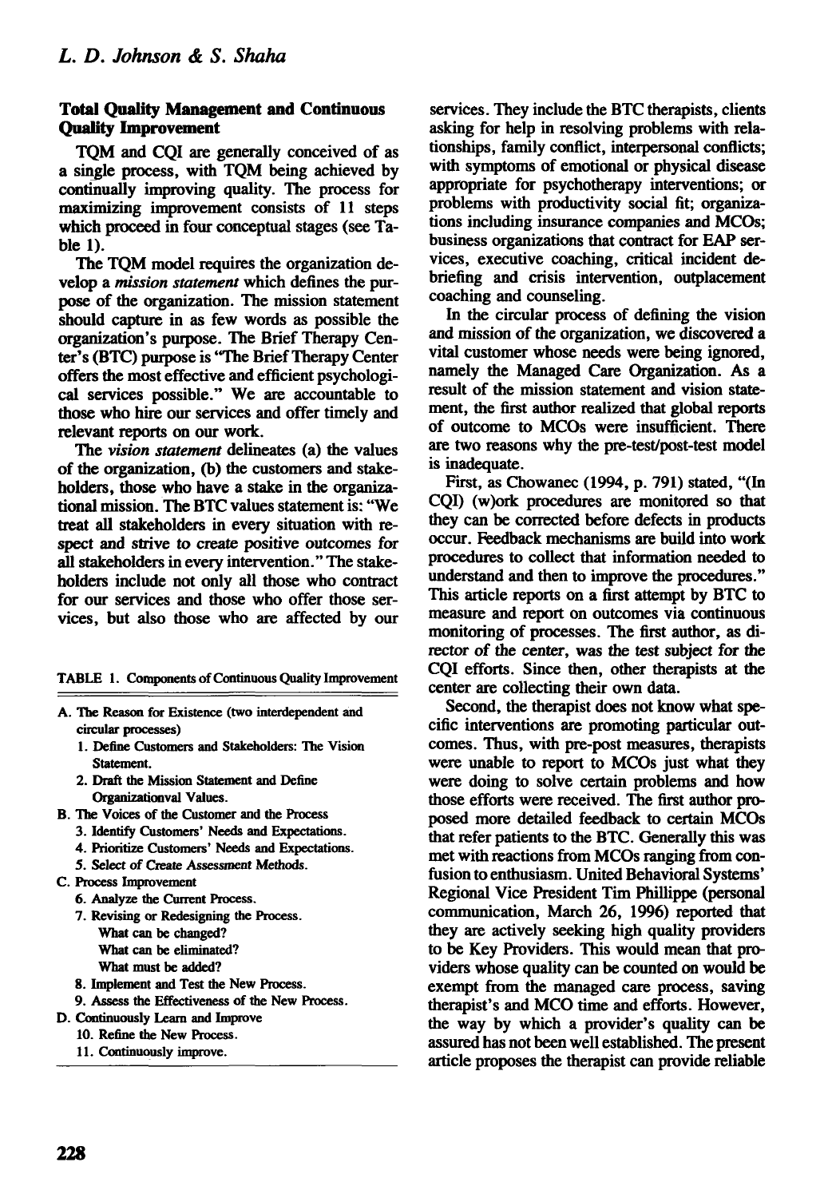### Total Quality Management and Continuous Quality Improvement

TQM and CQI are generally conceived of as a single process, with TQM being achieved by continually improving quality. The process for maximizing improvement consists of 11 steps which proceed in four conceptual stages (see Table 1).

The TQM model requires the organization develop a *mission statement* which defines the purpose of the organization. The mission statement should capture in as few words as possible the organization's purpose. The Brief Therapy Center's (BTC) purpose is "The Brief Therapy Center offers the most effective and efficient psychological services possible." We are accountable to those who hire our services and offer timely and relevant reports on our work.

The *vision statement* delineates (a) the values of the organization, (b) the customers and stakeholders, those who have a stake in the organizational mission. The BTC values statement is: "We treat all stakeholders in every situation with respect and strive to create positive outcomes for all stakeholders in every intervention." The stakeholders include not only all those who contract for our services and those who offer those services, but also those who are affected by our services. They include the BTC therapists, clients asking for help in resolving problems with relationships, family conflict, interpersonal conflicts; with symptoms of emotional or physical disease appropriate for psychotherapy interventions; or problems with productivity social fit; organizations including insurance companies and MCOs; business organizations that contract for EAP services, executive coaching, critical incident debriefing and crisis intervention, outplacement coaching and counseling.

TABLE 1. Components of Continuous Quality Improvement

- A. The Reason for Existence (two interdependent and circular processes)
  1. Define Customers and Stakeholders: The Vision Statement.
  2. Draft the Mission Statement and Define Organizationval Values.
- B. The Voices of the Customer and the Process
  3. Identify Customers' Needs and Expectations.
  4. Prioritize Customers' Needs and Expectations.
  5. Select of Create Assessment Methods.
- C. Process Improvement
  6. Analyze the Current Process.
  7. Revising or Redesigning the Process.
     What can be changed?
     What can be eliminated?
     What must be added?
  8. Implement and Test the New Process.
  9. Assess the Effectiveness of the New Process.
- D. Continuously Learn and Improve
  10. Refine the New Process.
  11. Continuously improve.

In the circular process of defining the vision and mission of the organization, we discovered a vital customer whose needs were being ignored, namely the Managed Care Organization. As a result of the mission statement and vision statement, the first author realized that global reports of outcome to MCOs were insufficient. There are two reasons why the pre-test/post-test model is inadequate.

First, as Chowanec (1994, p. 791) stated, "(In CQI) (w)ork procedures are monitored so that they can be corrected before defects in products occur. Feedback mechanisms are build into work procedures to collect that information needed to understand and then to improve the procedures." This article reports on a first attempt by BTC to measure and report on outcomes via continuous monitoring of processes. The first author, as director of the center, was the test subject for the CQI efforts. Since then, other therapists at the center are collecting their own data.

Second, the therapist does not know what specific interventions are promoting particular outcomes. Thus, with pre-post measures, therapists were unable to report to MCOs just what they were doing to solve certain problems and how those efforts were received. The first author proposed more detailed feedback to certain MCOs that refer patients to the BTC. Generally this was met with reactions from MCOs ranging from confusion to enthusiasm. United Behavioral Systems' Regional Vice President Tim Phillippe (personal communication, March 26, 1996) reported that they are actively seeking high quality providers to be Key Providers. This would mean that providers whose quality can be counted on would be exempt from the managed care process, saving therapist's and MCO time and efforts. However, the way by which a provider's quality can be assured has not been well established. The present article proposes the therapist can provide reliable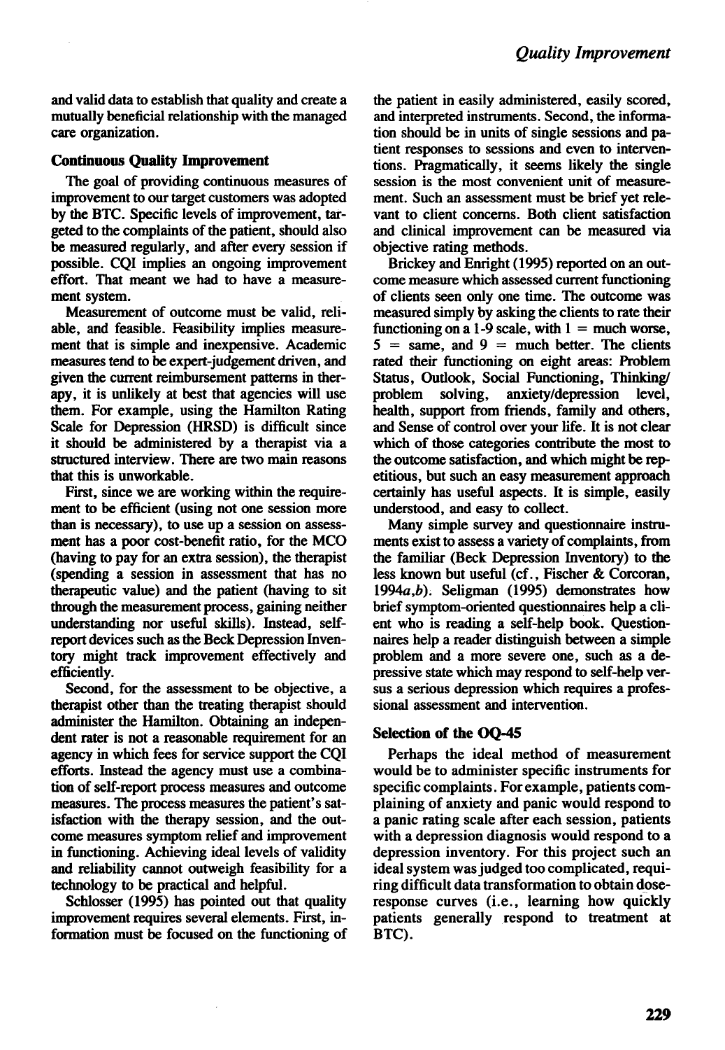and valid data to establish that quality and create a mutually beneficial relationship with the managed care organization.

### Continuous Quality Improvement

The goal of providing continuous measures of improvement to our target customers was adopted by the BTC. Specific levels of improvement, targeted to the complaints of the patient, should also be measured regularly, and after every session if possible. CQI implies an ongoing improvement effort. That meant we had to have a measurement system.

Measurement of outcome must be valid, reliable, and feasible. Feasibility implies measurement that is simple and inexpensive. Academic measures tend to be expert-judgement driven, and given the current reimbursement patterns in therapy, it is unlikely at best that agencies will use them. For example, using the Hamilton Rating Scale for Depression (HRSD) is difficult since it should be administered by a therapist via a structured interview. There are two main reasons that this is unworkable.

First, since we are working within the requirement to be efficient (using not one session more than is necessary), to use up a session on assessment has a poor cost-benefit ratio, for the MCO (having to pay for an extra session), the therapist (spending a session in assessment that has no therapeutic value) and the patient (having to sit through the measurement process, gaining neither understanding nor useful skills). Instead, self-report devices such as the Beck Depression Inventory might track improvement effectively and efficiently.

Second, for the assessment to be objective, a therapist other than the treating therapist should administer the Hamilton. Obtaining an independent rater is not a reasonable requirement for an agency in which fees for service support the CQI efforts. Instead the agency must use a combination of self-report process measures and outcome measures. The process measures the patient's satisfaction with the therapy session, and the outcome measures symptom relief and improvement in functioning. Achieving ideal levels of validity and reliability cannot outweigh feasibility for a technology to be practical and helpful.

Schlosser (1995) has pointed out that quality improvement requires several elements. First, information must be focused on the functioning of the patient in easily administered, easily scored, and interpreted instruments. Second, the information should be in units of single sessions and patient responses to sessions and even to interventions. Pragmatically, it seems likely the single session is the most convenient unit of measurement. Such an assessment must be brief yet relevant to client concerns. Both client satisfaction and clinical improvement can be measured via objective rating methods.

Brickey and Enright (1995) reported on an outcome measure which assessed current functioning of clients seen only one time. The outcome was measured simply by asking the clients to rate their functioning on a 1-9 scale, with 1 = much worse, 5 = same, and 9 = much better. The clients rated their functioning on eight areas: Problem Status, Outlook, Social Functioning, Thinking/problem solving, anxiety/depression level, health, support from friends, family and others, and Sense of control over your life. It is not clear which of those categories contribute the most to the outcome satisfaction, and which might be repetitious, but such an easy measurement approach certainly has useful aspects. It is simple, easily understood, and easy to collect.

Many simple survey and questionnaire instruments exist to assess a variety of complaints, from the familiar (Beck Depression Inventory) to the less known but useful (cf., Fischer & Corcoran, 1994*a*,*b*). Seligman (1995) demonstrates how brief symptom-oriented questionnaires help a client who is reading a self-help book. Questionnaires help a reader distinguish between a simple problem and a more severe one, such as a depressive state which may respond to self-help versus a serious depression which requires a professional assessment and intervention.

### Selection of the OQ-45

Perhaps the ideal method of measurement would be to administer specific instruments for specific complaints. For example, patients complaining of anxiety and panic would respond to a panic rating scale after each session, patients with a depression diagnosis would respond to a depression inventory. For this project such an ideal system was judged too complicated, requiring difficult data transformation to obtain dose-response curves (i.e., learning how quickly patients generally respond to treatment at BTC).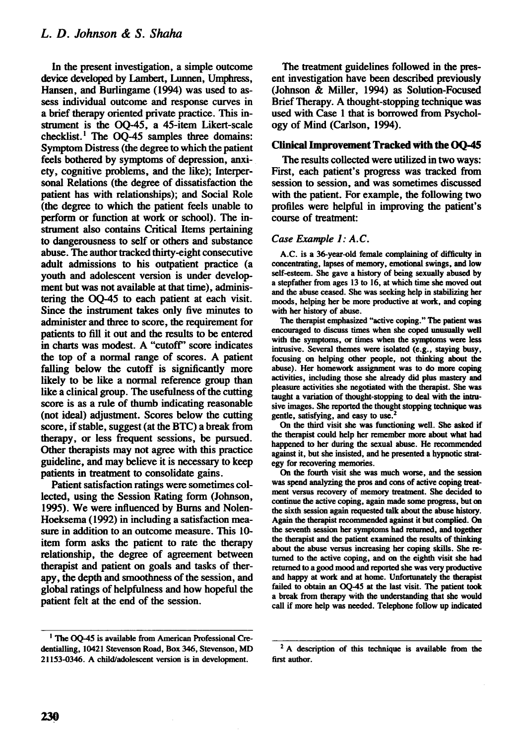In the present investigation, a simple outcome device developed by Lambert, Lunnen, Umphress, Hansen, and Burlingame (1994) was used to assess individual outcome and response curves in a brief therapy oriented private practice. This instrument is the OQ-45, a 45-item Likert-scale checklist.[1] The OQ-45 samples three domains: Symptom Distress (the degree to which the patient feels bothered by symptoms of depression, anxiety, cognitive problems, and the like); Interpersonal Relations (the degree of dissatisfaction the patient has with relationships); and Social Role (the degree to which the patient feels unable to perform or function at work or school). The instrument also contains Critical Items pertaining to dangerousness to self or others and substance abuse. The author tracked thirty-eight consecutive adult admissions to his outpatient practice (a youth and adolescent version is under development but was not available at that time), administering the OQ-45 to each patient at each visit. Since the instrument takes only five minutes to administer and three to score, the requirement for patients to fill it out and the results to be entered in charts was modest. A "cutoff" score indicates the top of a normal range of scores. A patient falling below the cutoff is significantly more likely to be like a normal reference group than like a clinical group. The usefulness of the cutting score is as a rule of thumb indicating reasonable (not ideal) adjustment. Scores below the cutting score, if stable, suggest (at the BTC) a break from therapy, or less frequent sessions, be pursued. Other therapists may not agree with this practice guideline, and may believe it is necessary to keep patients in treatment to consolidate gains.

Patient satisfaction ratings were sometimes collected, using the Session Rating form (Johnson, 1995). We were influenced by Burns and Nolen-Hoeksema (1992) in including a satisfaction measure in addition to an outcome measure. This 10-item form asks the patient to rate the therapy relationship, the degree of agreement between therapist and patient on goals and tasks of therapy, the depth and smoothness of the session, and global ratings of helpfulness and how hopeful the patient felt at the end of the session.

The treatment guidelines followed in the present investigation have been described previously (Johnson & Miller, 1994) as Solution-Focused Brief Therapy. A thought-stopping technique was used with Case 1 that is borrowed from Psychology of Mind (Carlson, 1994).

### Clinical Improvement Tracked with the OQ-45

The results collected were utilized in two ways: First, each patient's progress was tracked from session to session, and was sometimes discussed with the patient. For example, the following two profiles were helpful in improving the patient's course of treatment:

#### *Case Example 1: A.C.*

A.C. is a 36-year-old female complaining of difficulty in concentrating, lapses of memory, emotional swings, and low self-esteem. She gave a history of being sexually abused by a stepfather from ages 13 to 16, at which time she moved out and the abuse ceased. She was seeking help in stabilizing her moods, helping her be more productive at work, and coping with her history of abuse.

The therapist emphasized "active coping." The patient was encouraged to discuss times when she coped unusually well with the symptoms, or times when the symptoms were less intrusive. Several themes were isolated (e.g., staying busy, focusing on helping other people, not thinking about the abuse). Her homework assignment was to do more coping activities, including those she already did plus mastery and pleasure activities she negotiated with the therapist. She was taught a variation of thought-stopping to deal with the intrusive images. She reported the thought stopping technique was gentle, satisfying, and easy to use.[2]

On the third visit she was functioning well. She asked if the therapist could help her remember more about what had happened to her during the sexual abuse. He recommended against it, but she insisted, and he presented a hypnotic strategy for recovering memories.

On the fourth visit she was much worse, and the session was spend analyzing the pros and cons of active coping treatment versus recovery of memory treatment. She decided to continue the active coping, again made some progress, but on the sixth session again requested talk about the abuse history. Again the therapist recommended against it but complied. On the seventh session her symptoms had returned, and together the therapist and the patient examined the results of thinking about the abuse versus increasing her coping skills. She returned to the active coping, and on the eighth visit she had returned to a good mood and reported she was very productive and happy at work and at home. Unfortunately the therapist failed to obtain an OQ-45 at the last visit. The patient took a break from therapy with the understanding that she would call if more help was needed. Telephone follow up indicated

---

[1] The OQ-45 is available from American Professional Credentialling, 10421 Stevenson Road, Box 346, Stevenson, MD 21153-0346. A child/adolescent version is in development.

[2] A description of this technique is available from the first author.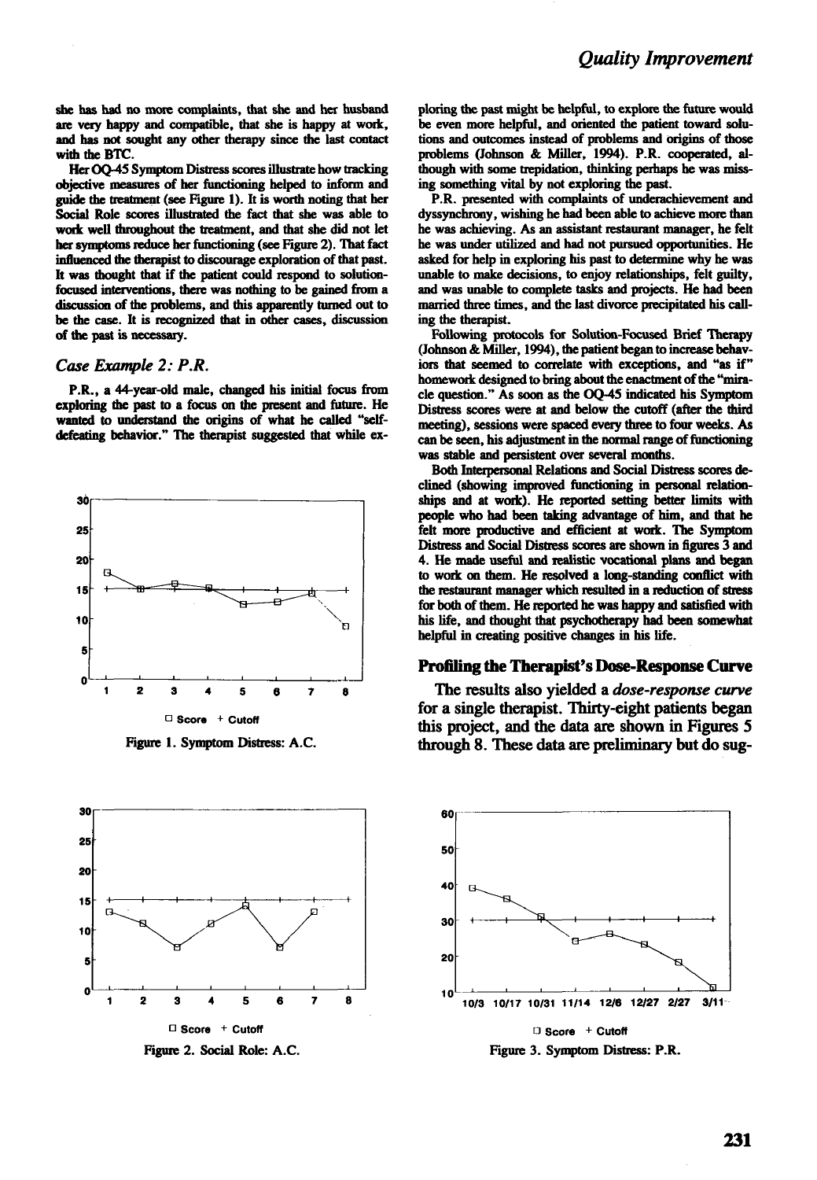she has had no more complaints, that she and her husband are very happy and compatible, that she is happy at work, and has not sought any other therapy since the last contact with the BTC.

Her OQ-45 Symptom Distress scores illustrate how tracking objective measures of her functioning helped to inform and guide the treatment (see Figure 1). It is worth noting that her Social Role scores illustrated the fact that she was able to work well throughout the treatment, and that she did not let her symptoms reduce her functioning (see Figure 2). That fact influenced the therapist to discourage exploration of that past. It was thought that if the patient could respond to solution-focused interventions, there was nothing to be gained from a discussion of the problems, and this apparently turned out to be the case. It is recognized that in other cases, discussion of the past is necessary.

### *Case Example 2: P.R.*

P.R., a 44-year-old male, changed his initial focus from exploring the past to a focus on the present and future. He wanted to understand the origins of what he called "self-defeating behavior." The therapist suggested that while exploring the past might be helpful, to explore the future would be even more helpful, and oriented the patient toward solutions and outcomes instead of problems and origins of those problems (Johnson & Miller, 1994). P.R. cooperated, although with some trepidation, thinking perhaps he was missing something vital by not exploring the past.

P.R. presented with complaints of underachievement and dyssynchrony, wishing he had been able to achieve more than he was achieving. As an assistant restaurant manager, he felt he was under utilized and had not pursued opportunities. He asked for help in exploring his past to determine why he was unable to make decisions, to enjoy relationships, felt guilty, and was unable to complete tasks and projects. He had been married three times, and the last divorce precipitated his calling the therapist.

Following protocols for Solution-Focused Brief Therapy (Johnson & Miller, 1994), the patient began to increase behaviors that seemed to correlate with exceptions, and "as if" homework designed to bring about the enactment of the "miracle question." As soon as the OQ-45 indicated his Symptom Distress scores were at and below the cutoff (after the third meeting), sessions were spaced every three to four weeks. As can be seen, his adjustment in the normal range of functioning was stable and persistent over several months.

Both Interpersonal Relations and Social Distress scores declined (showing improved functioning in personal relationships and at work). He reported setting better limits with people who had been taking advantage of him, and that he felt more productive and efficient at work. The Symptom Distress and Social Distress scores are shown in figures 3 and 4. He made useful and realistic vocational plans and began to work on them. He resolved a long-standing conflict with the restaurant manager which resulted in a reduction of stress for both of them. He reported he was happy and satisfied with his life, and thought that psychotherapy had been somewhat helpful in creating positive changes in his life.

Figure 1. Symptom Distress: A.C.

Figure 2. Social Role: A.C.

Figure 3. Symptom Distress: P.R.

## Profiling the Therapist's Dose-Response Curve

The results also yielded a *dose-response curve* for a single therapist. Thirty-eight patients began this project, and the data are shown in Figures 5 through 8. These data are preliminary but do sug-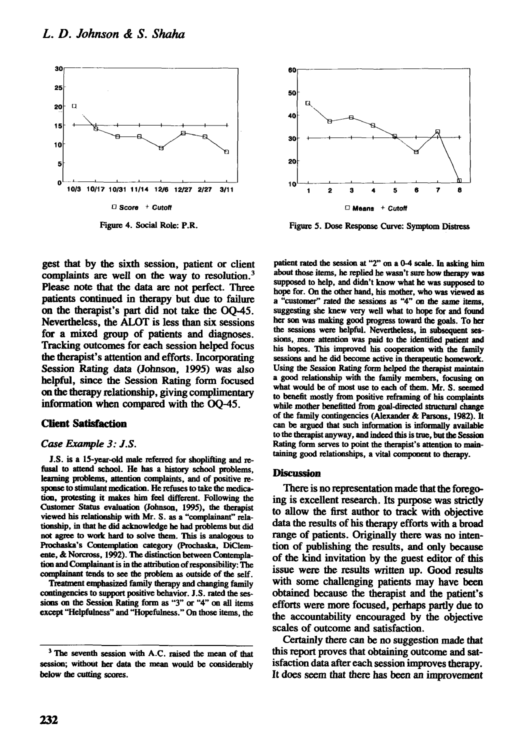Figure 4. Social Role: P.R.

Figure 5. Dose Response Curve: Symptom Distress

gest that by the sixth session, patient or client complaints are well on the way to resolution.[3] Please note that the data are not perfect. Three patients continued in therapy but due to failure on the therapist's part did not take the OQ-45. Nevertheless, the ALOT is less than six sessions for a mixed group of patients and diagnoses. Tracking outcomes for each session helped focus the therapist's attention and efforts. Incorporating Session Rating data (Johnson, 1995) was also helpful, since the Session Rating form focused on the therapy relationship, giving complimentary information when compared with the OQ-45.

## Client Satisfaction

### *Case Example 3: J.S.*

J.S. is a 15-year-old male referred for shoplifting and refusal to attend school. He has a history school problems, learning problems, attention complaints, and of positive response to stimulant medication. He refuses to take the medication, protesting it makes him feel different. Following the Customer Status evaluation (Johnson, 1995), the therapist viewed his relationship with Mr. S. as a "complainant" relationship, in that he did acknowledge he had problems but did not agree to work hard to solve them. This is analogous to Prochaska's Contemplation category (Prochaska, DiClemente, & Norcross, 1992). The distinction between Contemplation and Complainant is in the attribution of responsibility: The complainant tends to see the problem as outside of the self.

Treatment emphasized family therapy and changing family contingencies to support positive behavior. J.S. rated the sessions on the Session Rating form as "3" or "4" on all items except "Helpfulness" and "Hopefulness." On those items, the patient rated the session at "2" on a 0-4 scale. In asking him about those items, he replied he wasn't sure how therapy was supposed to help, and didn't know what he was supposed to hope for. On the other hand, his mother, who was viewed as a "customer" rated the sessions as "4" on the same items, suggesting she knew very well what to hope for and found her son was making good progress toward the goals. To her the sessions were helpful. Nevertheless, in subsequent sessions, more attention was paid to the identified patient and his hopes. This improved his cooperation with the family sessions and he did become active in therapeutic homework. Using the Session Rating form helped the therapist maintain a good relationship with the family members, focusing on what would be of most use to each of them. Mr. S. seemed to benefit mostly from positive reframing of his complaints while mother benefitted from goal-directed structural change of the family contingencies (Alexander & Parsons, 1982). It can be argued that such information is informally available to the therapist anyway, and indeed this is true, but the Session Rating form serves to point the therapist's attention to maintaining good relationships, a vital component to therapy.

## Discussion

There is no representation made that the foregoing is excellent research. Its purpose was strictly to allow the first author to track with objective data the results of his therapy efforts with a broad range of patients. Originally there was no intention of publishing the results, and only because of the kind invitation by the guest editor of this issue were the results written up. Good results with some challenging patients may have been obtained because the therapist and the patient's efforts were more focused, perhaps partly due to the accountability encouraged by the objective scales of outcome and satisfaction.

Certainly there can be no suggestion made that this report proves that obtaining outcome and satisfaction data after each session improves therapy. It does seem that there has been an improvement

---

[3] The seventh session with A.C. raised the mean of that session; without her data the mean would be considerably below the cutting scores.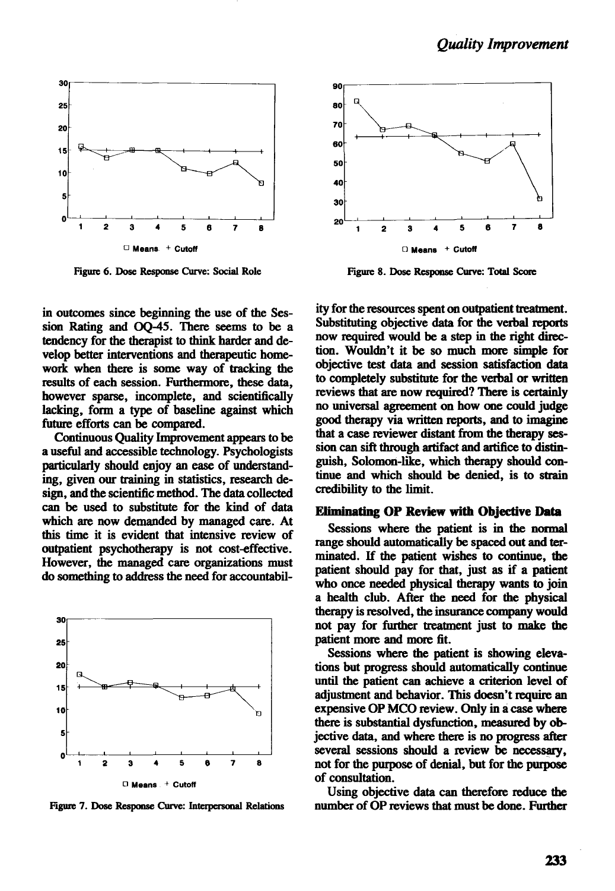Figure 6. Dose Response Curve: Social Role

Figure 8. Dose Response Curve: Total Score

in outcomes since beginning the use of the Session Rating and OQ-45. There seems to be a tendency for the therapist to think harder and develop better interventions and therapeutic homework when there is some way of tracking the results of each session. Furthermore, these data, however sparse, incomplete, and scientifically lacking, form a type of baseline against which future efforts can be compared.

Continuous Quality Improvement appears to be a useful and accessible technology. Psychologists particularly should enjoy an ease of understanding, given our training in statistics, research design, and the scientific method. The data collected can be used to substitute for the kind of data which are now demanded by managed care. At this time it is evident that intensive review of outpatient psychotherapy is not cost-effective. However, the managed care organizations must do something to address the need for accountability for the resources spent on outpatient treatment. Substituting objective data for the verbal reports now required would be a step in the right direction. Wouldn't it be so much more simple for objective test data and session satisfaction data to completely substitute for the verbal or written reviews that are now required? There is certainly no universal agreement on how one could judge good therapy via written reports, and to imagine that a case reviewer distant from the therapy session can sift through artifact and artifice to distinguish, Solomon-like, which therapy should continue and which should be denied, is to strain credibility to the limit.

Figure 7. Dose Response Curve: Interpersonal Relations

## Eliminating OP Review with Objective Data

Sessions where the patient is in the normal range should automatically be spaced out and terminated. If the patient wishes to continue, the patient should pay for that, just as if a patient who once needed physical therapy wants to join a health club. After the need for the physical therapy is resolved, the insurance company would not pay for further treatment just to make the patient more and more fit.

Sessions where the patient is showing elevations but progress should automatically continue until the patient can achieve a criterion level of adjustment and behavior. This doesn't require an expensive OP MCO review. Only in a case where there is substantial dysfunction, measured by objective data, and where there is no progress after several sessions should a review be necessary, not for the purpose of denial, but for the purpose of consultation.

Using objective data can therefore reduce the number of OP reviews that must be done. Further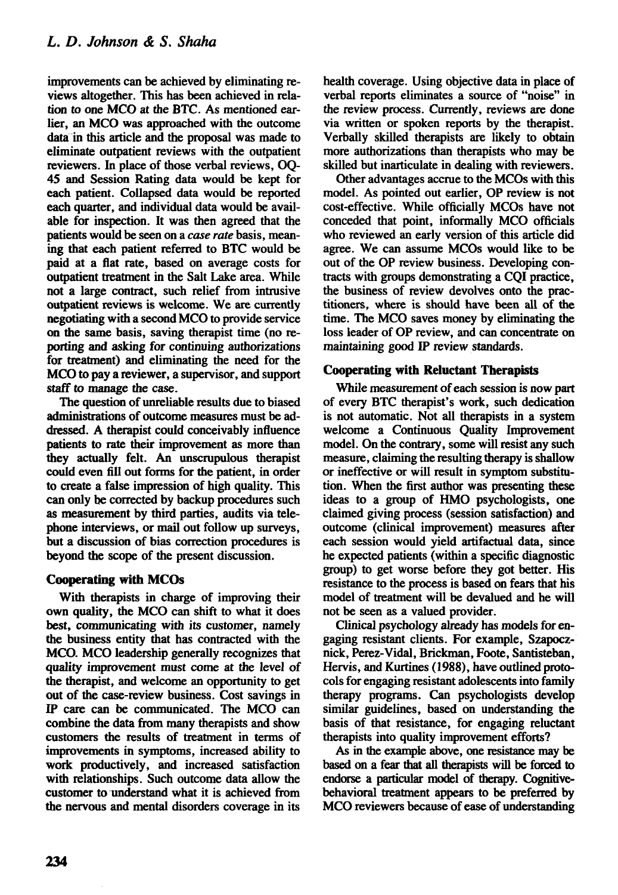improvements can be achieved by eliminating reviews altogether. This has been achieved in relation to one MCO at the BTC. As mentioned earlier, an MCO was approached with the outcome data in this article and the proposal was made to eliminate outpatient reviews with the outpatient reviewers. In place of those verbal reviews, OQ-45 and Session Rating data would be kept for each patient. Collapsed data would be reported each quarter, and individual data would be available for inspection. It was then agreed that the patients would be seen on a *case rate* basis, meaning that each patient referred to BTC would be paid at a flat rate, based on average costs for outpatient treatment in the Salt Lake area. While not a large contract, such relief from intrusive outpatient reviews is welcome. We are currently negotiating with a second MCO to provide service on the same basis, saving therapist time (no reporting and asking for continuing authorizations for treatment) and eliminating the need for the MCO to pay a reviewer, a supervisor, and support staff to manage the case.

The question of unreliable results due to biased administrations of outcome measures must be addressed. A therapist could conceivably influence patients to rate their improvement as more than they actually felt. An unscrupulous therapist could even fill out forms for the patient, in order to create a false impression of high quality. This can only be corrected by backup procedures such as measurement by third parties, audits via telephone interviews, or mail out follow up surveys, but a discussion of bias correction procedures is beyond the scope of the present discussion.

### Cooperating with MCOs

With therapists in charge of improving their own quality, the MCO can shift to what it does best, communicating with its customer, namely the business entity that has contracted with the MCO. MCO leadership generally recognizes that quality improvement must come at the level of the therapist, and welcome an opportunity to get out of the case-review business. Cost savings in IP care can be communicated. The MCO can combine the data from many therapists and show customers the results of treatment in terms of improvements in symptoms, increased ability to work productively, and increased satisfaction with relationships. Such outcome data allow the customer to understand what it is achieved from the nervous and mental disorders coverage in its health coverage. Using objective data in place of verbal reports eliminates a source of "noise" in the review process. Currently, reviews are done via written or spoken reports by the therapist. Verbally skilled therapists are likely to obtain more authorizations than therapists who may be skilled but inarticulate in dealing with reviewers.

Other advantages accrue to the MCOs with this model. As pointed out earlier, OP review is not cost-effective. While officially MCOs have not conceded that point, informally MCO officials who reviewed an early version of this article did agree. We can assume MCOs would like to be out of the OP review business. Developing contracts with groups demonstrating a CQI practice, the business of review devolves onto the practitioners, where is should have been all of the time. The MCO saves money by eliminating the loss leader of OP review, and can concentrate on maintaining good IP review standards.

### Cooperating with Reluctant Therapists

While measurement of each session is now part of every BTC therapist's work, such dedication is not automatic. Not all therapists in a system welcome a Continuous Quality Improvement model. On the contrary, some will resist any such measure, claiming the resulting therapy is shallow or ineffective or will result in symptom substitution. When the first author was presenting these ideas to a group of HMO psychologists, one claimed giving process (session satisfaction) and outcome (clinical improvement) measures after each session would yield artifactual data, since he expected patients (within a specific diagnostic group) to get worse before they got better. His resistance to the process is based on fears that his model of treatment will be devalued and he will not be seen as a valued provider.

Clinical psychology already has models for engaging resistant clients. For example, Szapocznick, Perez-Vidal, Brickman, Foote, Santisteban, Hervis, and Kurtines (1988), have outlined protocols for engaging resistant adolescents into family therapy programs. Can psychologists develop similar guidelines, based on understanding the basis of that resistance, for engaging reluctant therapists into quality improvement efforts?

As in the example above, one resistance may be based on a fear that all therapists will be forced to endorse a particular model of therapy. Cognitive-behavioral treatment appears to be preferred by MCO reviewers because of ease of understanding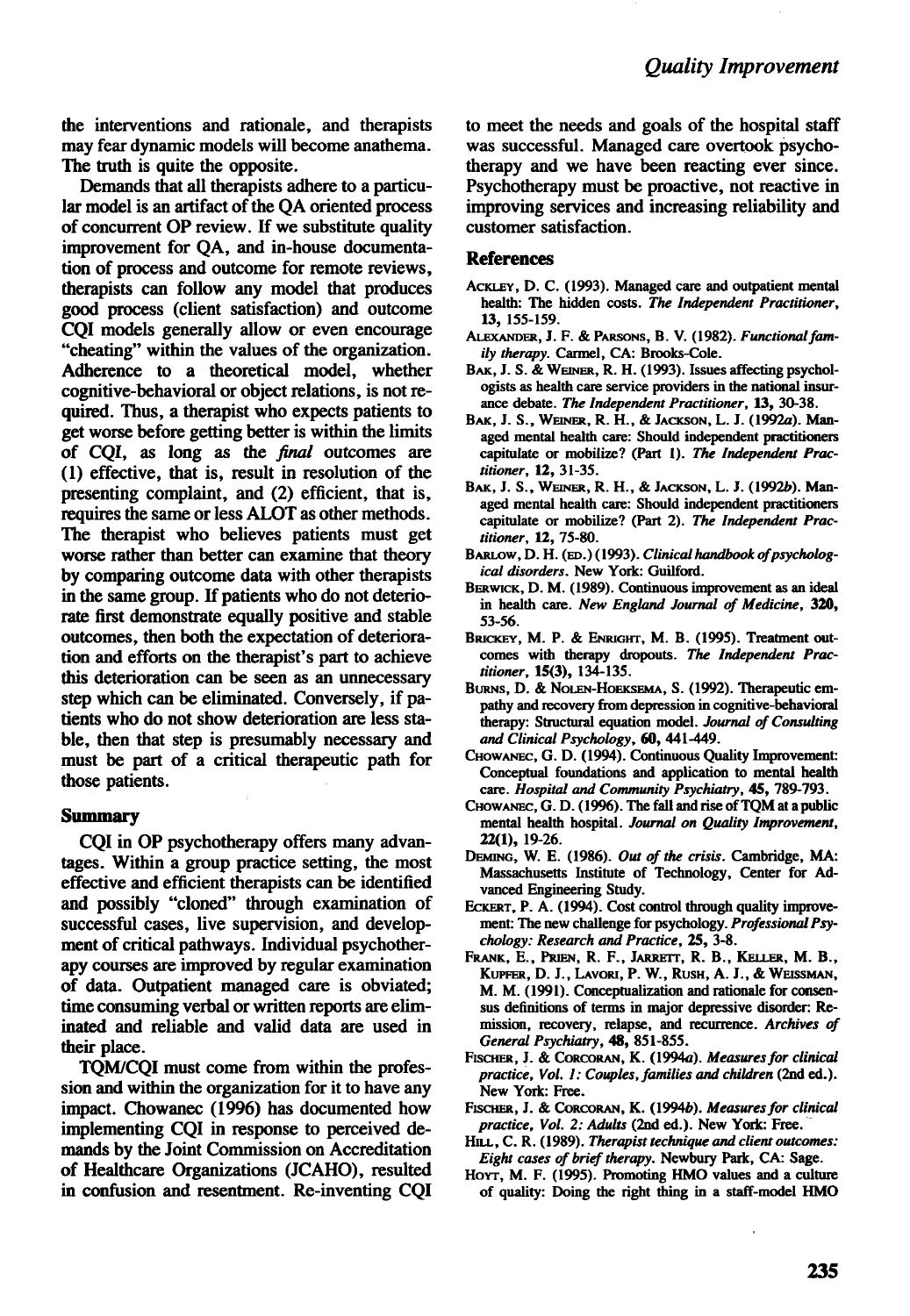the interventions and rationale, and therapists may fear dynamic models will become anathema. The truth is quite the opposite.

Demands that all therapists adhere to a particular model is an artifact of the QA oriented process of concurrent OP review. If we substitute quality improvement for QA, and in-house documentation of process and outcome for remote reviews, therapists can follow any model that produces good process (client satisfaction) and outcome CQI models generally allow or even encourage "cheating" within the values of the organization. Adherence to a theoretical model, whether cognitive-behavioral or object relations, is not required. Thus, a therapist who expects patients to get worse before getting better is within the limits of CQI, as long as the *final* outcomes are (1) effective, that is, result in resolution of the presenting complaint, and (2) efficient, that is, requires the same or less ALOT as other methods. The therapist who believes patients must get worse rather than better can examine that theory by comparing outcome data with other therapists in the same group. If patients who do not deteriorate first demonstrate equally positive and stable outcomes, then both the expectation of deterioration and efforts on the therapist's part to achieve this deterioration can be seen as an unnecessary step which can be eliminated. Conversely, if patients who do not show deterioration are less stable, then that step is presumably necessary and must be part of a critical therapeutic path for those patients.

## Summary

CQI in OP psychotherapy offers many advantages. Within a group practice setting, the most effective and efficient therapists can be identified and possibly "cloned" through examination of successful cases, live supervision, and development of critical pathways. Individual psychotherapy courses are improved by regular examination of data. Outpatient managed care is obviated; time consuming verbal or written reports are eliminated and reliable and valid data are used in their place.

TQM/CQI must come from within the profession and within the organization for it to have any impact. Chowanec (1996) has documented how implementing CQI in response to perceived demands by the Joint Commission on Accreditation of Healthcare Organizations (JCAHO), resulted in confusion and resentment. Re-inventing CQI to meet the needs and goals of the hospital staff was successful. Managed care overtook psychotherapy and we have been reacting ever since. Psychotherapy must be proactive, not reactive in improving services and increasing reliability and customer satisfaction.

## References

Ackley, D. C. (1993). Managed care and outpatient mental health: The hidden costs. *The Independent Practitioner*, **13**, 155-159.

Alexander, J. F. & Parsons, B. V. (1982). *Functional family therapy*. Carmel, CA: Brooks-Cole.

Bak, J. S. & Weiner, R. H. (1993). Issues affecting psychologists as health care service providers in the national insurance debate. *The Independent Practitioner*, **13**, 30-38.

Bak, J. S., Weiner, R. H., & Jackson, L. J. (1992a). Managed mental health care: Should independent practitioners capitulate or mobilize? (Part 1). *The Independent Practitioner*, **12**, 31-35.

Bak, J. S., Weiner, R. H., & Jackson, L. J. (1992b). Managed mental health care: Should independent practitioners capitulate or mobilize? (Part 2). *The Independent Practitioner*, **12**, 75-80.

Barlow, D. H. (ed.) (1993). *Clinical handbook of psychological disorders*. New York: Guilford.

Berwick, D. M. (1989). Continuous improvement as an ideal in health care. *New England Journal of Medicine*, **320**, 53-56.

Brickey, M. P. & Enright, M. B. (1995). Treatment outcomes with therapy dropouts. *The Independent Practitioner*, **15(3)**, 134-135.

Burns, D. & Nolen-Hoeksema, S. (1992). Therapeutic empathy and recovery from depression in cognitive-behavioral therapy: Structural equation model. *Journal of Consulting and Clinical Psychology*, **60**, 441-449.

Chowanec, G. D. (1994). Continuous Quality Improvement: Conceptual foundations and application to mental health care. *Hospital and Community Psychiatry*, **45**, 789-793.

Chowanec, G. D. (1996). The fall and rise of TQM at a public mental health hospital. *Journal on Quality Improvement*, **22(1)**, 19-26.

Deming, W. E. (1986). *Out of the crisis*. Cambridge, MA: Massachusetts Institute of Technology, Center for Advanced Engineering Study.

Eckert, P. A. (1994). Cost control through quality improvement: The new challenge for psychology. *Professional Psychology: Research and Practice*, **25**, 3-8.

Frank, E., Prien, R. F., Jarrett, R. B., Keller, M. B., Kupfer, D. J., Lavori, P. W., Rush, A. J., & Weissman, M. M. (1991). Conceptualization and rationale for consensus definitions of terms in major depressive disorder: Remission, recovery, relapse, and recurrence. *Archives of General Psychiatry*, **48**, 851-855.

Fischer, J. & Corcoran, K. (1994a). *Measures for clinical practice, Vol. 1: Couples, families and children* (2nd ed.). New York: Free.

Fischer, J. & Corcoran, K. (1994b). *Measures for clinical practice, Vol. 2: Adults* (2nd ed.). New York: Free.

Hill, C. R. (1989). *Therapist technique and client outcomes: Eight cases of brief therapy*. Newbury Park, CA: Sage.

Hoyt, M. F. (1995). Promoting HMO values and a culture of quality: Doing the right thing in a staff-model HMO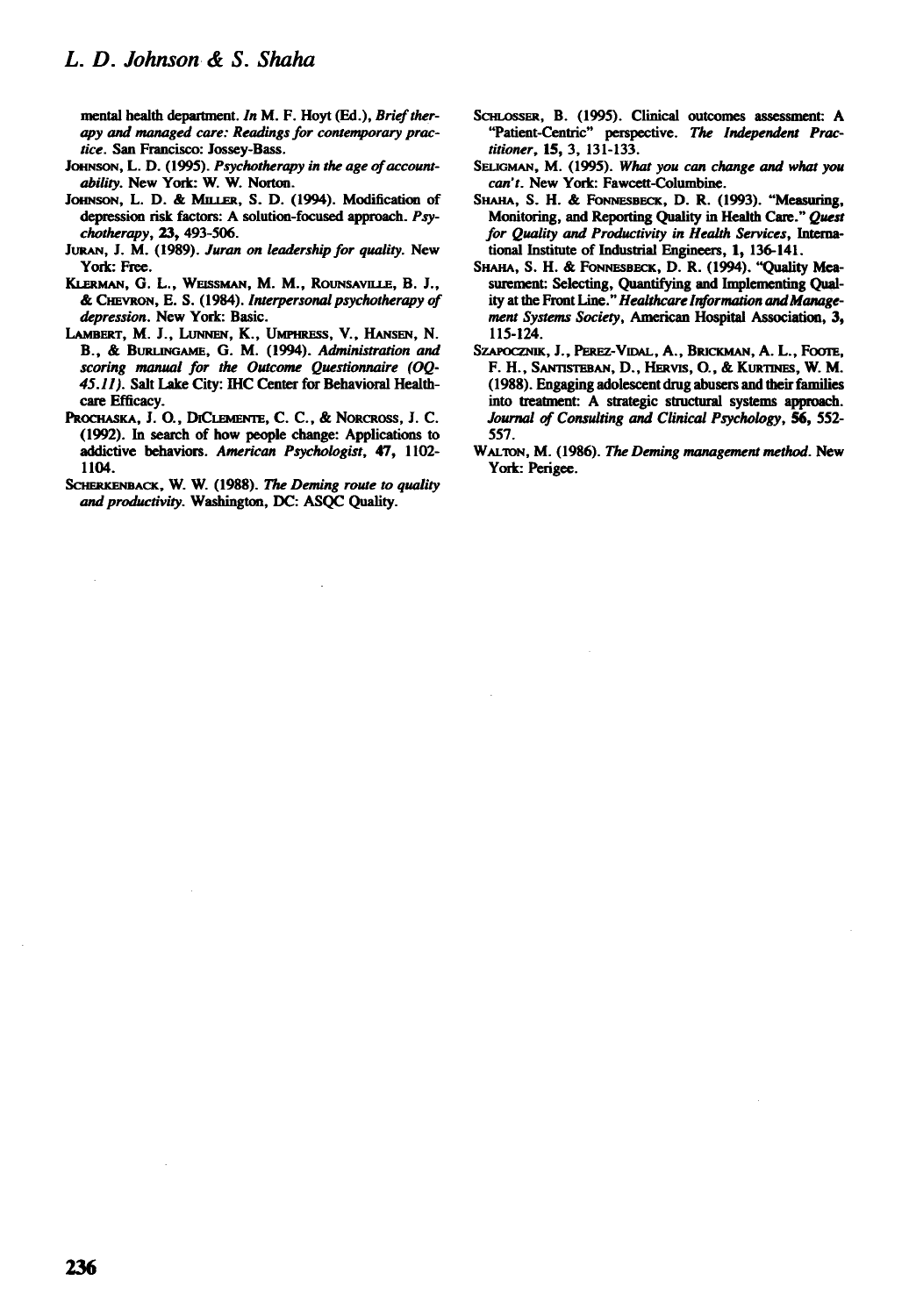mental health department. *In* M. F. Hoyt (Ed.), *Brief therapy and managed care: Readings for contemporary practice*. San Francisco: Jossey-Bass.

Johnson, L. D. (1995). *Psychotherapy in the age of accountability*. New York: W. W. Norton.

Johnson, L. D. & Miller, S. D. (1994). Modification of depression risk factors: A solution-focused approach. *Psychotherapy*, **23**, 493-506.

Juran, J. M. (1989). *Juran on leadership for quality*. New York: Free.

Klerman, G. L., Weissman, M. M., Rounsaville, B. J., & Chevron, E. S. (1984). *Interpersonal psychotherapy of depression*. New York: Basic.

Lambert, M. J., Lunnen, K., Umphress, V., Hansen, N. B., & Burlingame, G. M. (1994). *Administration and scoring manual for the Outcome Questionnaire (OQ-45.1l)*. Salt Lake City: IHC Center for Behavioral Healthcare Efficacy.

Prochaska, J. O., DiClemente, C. C., & Norcross, J. C. (1992). In search of how people change: Applications to addictive behaviors. *American Psychologist*, **47**, 1102-1104.

Scherkenback, W. W. (1988). *The Deming route to quality and productivity*. Washington, DC: ASQC Quality.

Schlosser, B. (1995). Clinical outcomes assessment: A "Patient-Centric" perspective. *The Independent Practitioner*, **15**, 3, 131-133.

Seligman, M. (1995). *What you can change and what you can't*. New York: Fawcett-Columbine.

Shaha, S. H. & Fonnesbeck, D. R. (1993). "Measuring, Monitoring, and Reporting Quality in Health Care." *Quest for Quality and Productivity in Health Services*, International Institute of Industrial Engineers, **1**, 136-141.

Shaha, S. H. & Fonnesbeck, D. R. (1994). "Quality Measurement: Selecting, Quantifying and Implementing Quality at the Front Line." *Healthcare Information and Management Systems Society*, American Hospital Association, **3**, 115-124.

Szapocznik, J., Perez-Vidal, A., Brickman, A. L., Foote, F. H., Santisteban, D., Hervis, O., & Kurtines, W. M. (1988). Engaging adolescent drug abusers and their families into treatment: A strategic structural systems approach. *Journal of Consulting and Clinical Psychology*, **56**, 552-557.

Walton, M. (1986). *The Deming management method*. New York: Perigee.